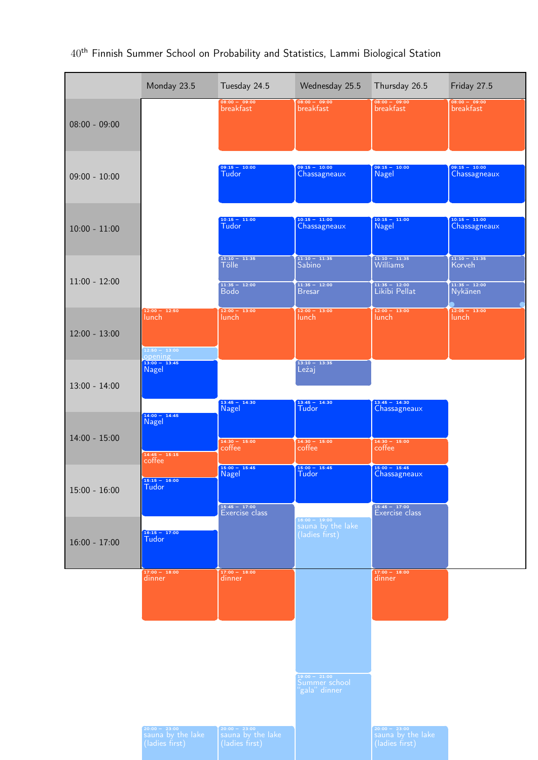40[th] Finnish Summer School on Probability and Statistics, Lammi Biological Station

| | Monday 23.5 | Tuesday 24.5 | Wednesday 25.5 | Thursday 26.5 | Friday 27.5 |
|---|---|---|---|---|---|
| 08:00 - 09:00 | | 08:00 – 09:00 breakfast | 08:00 – 09:00 breakfast | 08:00 – 09:00 breakfast | 08:00 – 09:00 breakfast |
| 09:00 - 10:00 | | 09:15 – 10:00 Tudor | 09:15 – 10:00 Chassagneaux | 09:15 – 10:00 Nagel | 09:15 – 10:00 Chassagneaux |
| 10:00 - 11:00 | | 10:15 – 11:00 Tudor | 10:15 – 11:00 Chassagneaux | 10:15 – 11:00 Nagel | 10:15 – 11:00 Chassagneaux |
| 11:00 - 12:00 | | 11:10 – 11:35 Tölle; 11:35 – 12:00 Bodo | 11:10 – 11:35 Sabino; 11:35 – 12:00 Bresar | 11:10 – 11:35 Williams; 11:35 – 12:00 Likibi Pellat | 11:10 – 11:35 Korveh; 11:35 – 12:00 Nykänen |
| 12:00 - 13:00 | 12:00 – 12:50 lunch; 12:50 – 13:00 opening | 12:00 – 13:00 lunch | 12:00 – 13:00 lunch | 12:00 – 13:00 lunch | 12:05 – 13:00 lunch |
| 13:00 - 14:00 | 13:00 – 13:45 Nagel | 13:45 – 14:30 Nagel | 13:10 – 13:35 Leżaj; 13:45 – 14:30 Tudor | 13:45 – 14:30 Chassagneaux | |
| 14:00 - 15:00 | 14:00 – 14:45 Nagel; 14:45 – 15:15 coffee | 14:30 – 15:00 coffee | 14:30 – 15:00 coffee | 14:30 – 15:00 coffee | |
| 15:00 - 16:00 | 15:15 – 16:00 Tudor | 15:00 – 15:45 Nagel; 15:45 – 17:00 Exercise class | 15:00 – 15:45 Tudor | 15:00 – 15:45 Chassagneaux; 15:45 – 17:00 Exercise class | |
| 16:00 - 17:00 | 16:15 – 17:00 Tudor | | 16:00 – 19:00 sauna by the lake (ladies first) | | |
| | 17:00 – 18:00 dinner | 17:00 – 18:00 dinner | | 17:00 – 18:00 dinner | |
| | | | 19:00 – 21:00 Summer school "gala" dinner | | |
| | 20:00 – 23:00 sauna by the lake (ladies first) | 20:00 – 23:00 sauna by the lake (ladies first) | | 20:00 – 23:00 sauna by the lake (ladies first) | |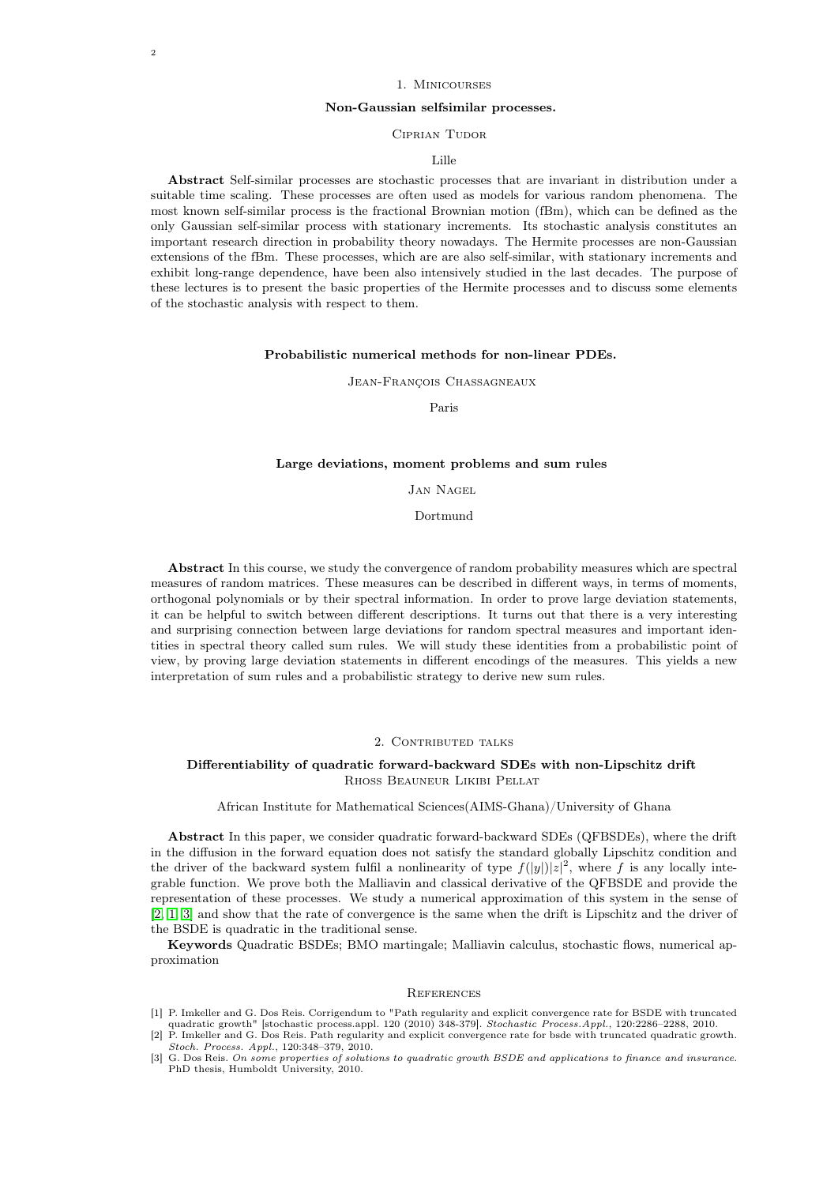## 1. Minicourses

### Non-Gaussian selfsimilar processes.

Ciprian Tudor

Lille

**Abstract** Self-similar processes are stochastic processes that are invariant in distribution under a suitable time scaling. These processes are often used as models for various random phenomena. The most known self-similar process is the fractional Brownian motion (fBm), which can be defined as the only Gaussian self-similar process with stationary increments. Its stochastic analysis constitutes an important research direction in probability theory nowadays. The Hermite processes are non-Gaussian extensions of the fBm. These processes, which are are also self-similar, with stationary increments and exhibit long-range dependence, have been also intensively studied in the last decades. The purpose of these lectures is to present the basic properties of the Hermite processes and to discuss some elements of the stochastic analysis with respect to them.

### Probabilistic numerical methods for non-linear PDEs.

Jean-François Chassagneaux

Paris

### Large deviations, moment problems and sum rules

Jan Nagel

Dortmund

**Abstract** In this course, we study the convergence of random probability measures which are spectral measures of random matrices. These measures can be described in different ways, in terms of moments, orthogonal polynomials or by their spectral information. In order to prove large deviation statements, it can be helpful to switch between different descriptions. It turns out that there is a very interesting and surprising connection between large deviations for random spectral measures and important identities in spectral theory called sum rules. We will study these identities from a probabilistic point of view, by proving large deviation statements in different encodings of the measures. This yields a new interpretation of sum rules and a probabilistic strategy to derive new sum rules.

## 2. Contributed talks

### Differentiability of quadratic forward-backward SDEs with non-Lipschitz drift

Rhoss Beauneur Likibi Pellat

African Institute for Mathematical Sciences(AIMS-Ghana)/University of Ghana

**Abstract** In this paper, we consider quadratic forward-backward SDEs (QFBSDEs), where the drift in the diffusion in the forward equation does not satisfy the standard globally Lipschitz condition and the driver of the backward system fulfil a nonlinearity of type $f(|y|)|z|^2$, where $f$ is any locally integrable function. We prove both the Malliavin and classical derivative of the QFBSDE and provide the representation of these processes. We study a numerical approximation of this system in the sense of [2, 1, 3] and show that the rate of convergence is the same when the drift is Lipschitz and the driver of the BSDE is quadratic in the traditional sense.

**Keywords** Quadratic BSDEs; BMO martingale; Malliavin calculus, stochastic flows, numerical approximation

#### References

[1] P. Imkeller and G. Dos Reis. Corrigendum to "Path regularity and explicit convergence rate for BSDE with truncated quadratic growth" [stochastic process.appl. 120 (2010) 348-379]. *Stochastic Process.Appl.*, 120:2286–2288, 2010.

[2] P. Imkeller and G. Dos Reis. Path regularity and explicit convergence rate for bsde with truncated quadratic growth. *Stoch. Process. Appl.*, 120:348–379, 2010.

[3] G. Dos Reis. *On some properties of solutions to quadratic growth BSDE and applications to finance and insurance.* PhD thesis, Humboldt University, 2010.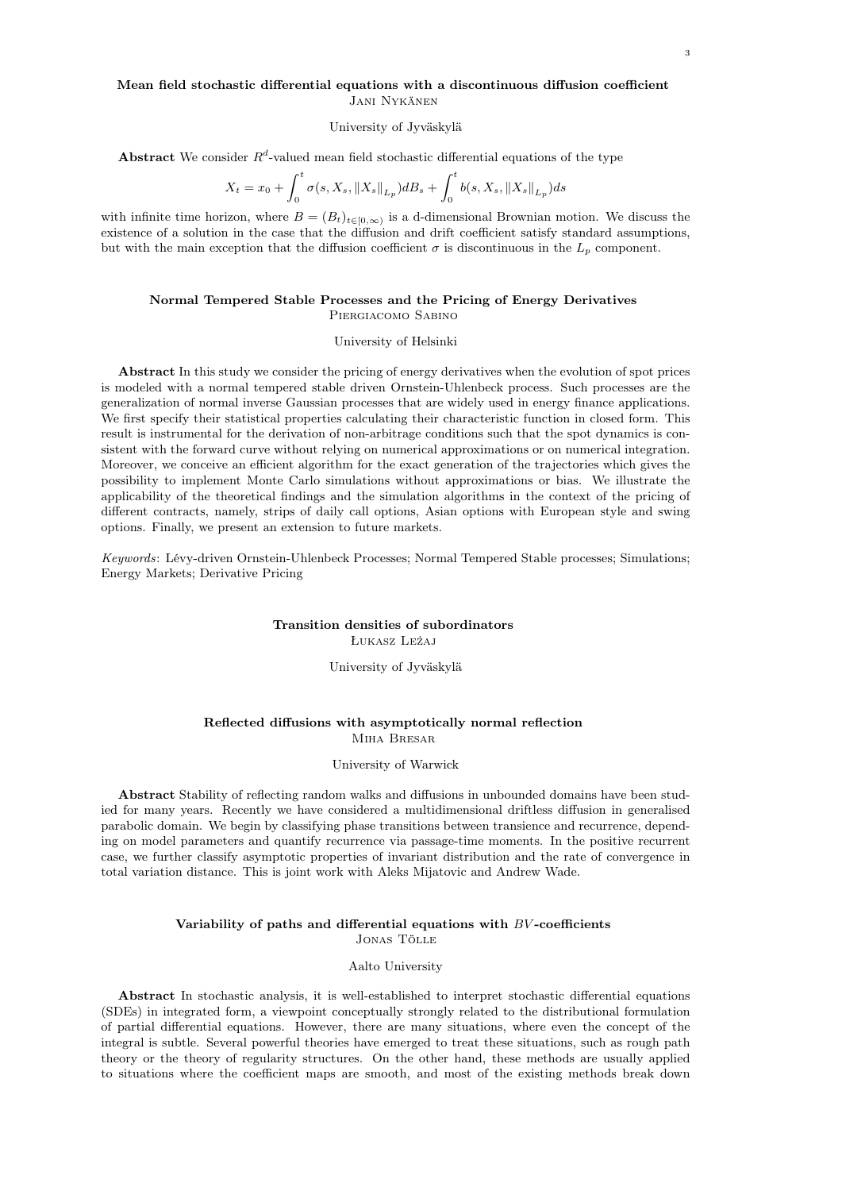### Mean field stochastic differential equations with a discontinuous diffusion coefficient

Jani Nykänen

University of Jyväskylä

**Abstract** We consider $R^d$-valued mean field stochastic differential equations of the type

$$X_t = x_0 + \int_0^t \sigma(s, X_s, \|X_s\|_{L_p})dB_s + \int_0^t b(s, X_s, \|X_s\|_{L_p})ds$$

with infinite time horizon, where $B = (B_t)_{t\in[0,\infty)}$ is a d-dimensional Brownian motion. We discuss the existence of a solution in the case that the diffusion and drift coefficient satisfy standard assumptions, but with the main exception that the diffusion coefficient $\sigma$ is discontinuous in the $L_p$ component.

### Normal Tempered Stable Processes and the Pricing of Energy Derivatives

Piergiacomo Sabino

University of Helsinki

**Abstract** In this study we consider the pricing of energy derivatives when the evolution of spot prices is modeled with a normal tempered stable driven Ornstein-Uhlenbeck process. Such processes are the generalization of normal inverse Gaussian processes that are widely used in energy finance applications. We first specify their statistical properties calculating their characteristic function in closed form. This result is instrumental for the derivation of non-arbitrage conditions such that the spot dynamics is consistent with the forward curve without relying on numerical approximations or on numerical integration. Moreover, we conceive an efficient algorithm for the exact generation of the trajectories which gives the possibility to implement Monte Carlo simulations without approximations or bias. We illustrate the applicability of the theoretical findings and the simulation algorithms in the context of the pricing of different contracts, namely, strips of daily call options, Asian options with European style and swing options. Finally, we present an extension to future markets.

*Keywords*: Lévy-driven Ornstein-Uhlenbeck Processes; Normal Tempered Stable processes; Simulations; Energy Markets; Derivative Pricing

### Transition densities of subordinators

Łukasz Leżaj

University of Jyväskylä

### Reflected diffusions with asymptotically normal reflection

Miha Bresar

University of Warwick

**Abstract** Stability of reflecting random walks and diffusions in unbounded domains have been studied for many years. Recently we have considered a multidimensional driftless diffusion in generalised parabolic domain. We begin by classifying phase transitions between transience and recurrence, depending on model parameters and quantify recurrence via passage-time moments. In the positive recurrent case, we further classify asymptotic properties of invariant distribution and the rate of convergence in total variation distance. This is joint work with Aleks Mijatovic and Andrew Wade.

### Variability of paths and differential equations with $BV$-coefficients

Jonas Tölle

Aalto University

**Abstract** In stochastic analysis, it is well-established to interpret stochastic differential equations (SDEs) in integrated form, a viewpoint conceptually strongly related to the distributional formulation of partial differential equations. However, there are many situations, where even the concept of the integral is subtle. Several powerful theories have emerged to treat these situations, such as rough path theory or the theory of regularity structures. On the other hand, these methods are usually applied to situations where the coefficient maps are smooth, and most of the existing methods break down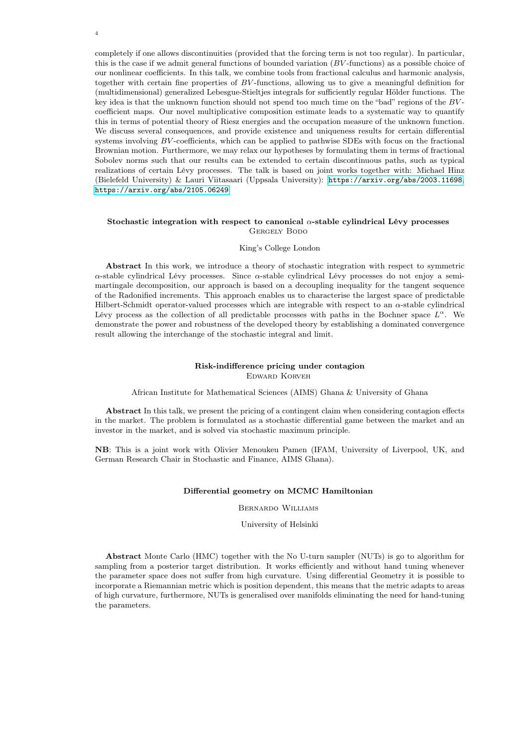completely if one allows discontinuities (provided that the forcing term is not too regular). In particular, this is the case if we admit general functions of bounded variation ($BV$-functions) as a possible choice of our nonlinear coefficients. In this talk, we combine tools from fractional calculus and harmonic analysis, together with certain fine properties of $BV$-functions, allowing us to give a meaningful definition for (multidimensional) generalized Lebesgue-Stieltjes integrals for sufficiently regular Hölder functions. The key idea is that the unknown function should not spend too much time on the "bad" regions of the $BV$-coefficient maps. Our novel multiplicative composition estimate leads to a systematic way to quantify this in terms of potential theory of Riesz energies and the occupation measure of the unknown function. We discuss several consequences, and provide existence and uniqueness results for certain differential systems involving $BV$-coefficients, which can be applied to pathwise SDEs with focus on the fractional Brownian motion. Furthermore, we may relax our hypotheses by formulating them in terms of fractional Sobolev norms such that our results can be extended to certain discontinuous paths, such as typical realizations of certain Lévy processes. The talk is based on joint works together with: Michael Hinz (Bielefeld University) & Lauri Viitasaari (Uppsala University): https://arxiv.org/abs/2003.11698, https://arxiv.org/abs/2105.06249

### Stochastic integration with respect to canonical $\alpha$-stable cylindrical Lévy processes

Gergely Bodo

King's College London

**Abstract** In this work, we introduce a theory of stochastic integration with respect to symmetric $\alpha$-stable cylindrical Lévy processes. Since $\alpha$-stable cylindrical Lévy processes do not enjoy a semi-martingale decomposition, our approach is based on a decoupling inequality for the tangent sequence of the Radonified increments. This approach enables us to characterise the largest space of predictable Hilbert-Schmidt operator-valued processes which are integrable with respect to an $\alpha$-stable cylindrical Lévy process as the collection of all predictable processes with paths in the Bochner space $L^{\alpha}$. We demonstrate the power and robustness of the developed theory by establishing a dominated convergence result allowing the interchange of the stochastic integral and limit.

### Risk-indifference pricing under contagion

Edward Korveh

African Institute for Mathematical Sciences (AIMS) Ghana & University of Ghana

**Abstract** In this talk, we present the pricing of a contingent claim when considering contagion effects in the market. The problem is formulated as a stochastic differential game between the market and an investor in the market, and is solved via stochastic maximum principle.

**NB**: This is a joint work with Olivier Menoukeu Pamen (IFAM, University of Liverpool, UK, and German Research Chair in Stochastic and Finance, AIMS Ghana).

### Differential geometry on MCMC Hamiltonian

Bernardo Williams

University of Helsinki

**Abstract** Monte Carlo (HMC) together with the No U-turn sampler (NUTs) is go to algorithm for sampling from a posterior target distribution. It works efficiently and without hand tuning whenever the parameter space does not suffer from high curvature. Using differential Geometry it is possible to incorporate a Riemannian metric which is position dependent, this means that the metric adapts to areas of high curvature, furthermore, NUTs is generalised over manifolds eliminating the need for hand-tuning the parameters.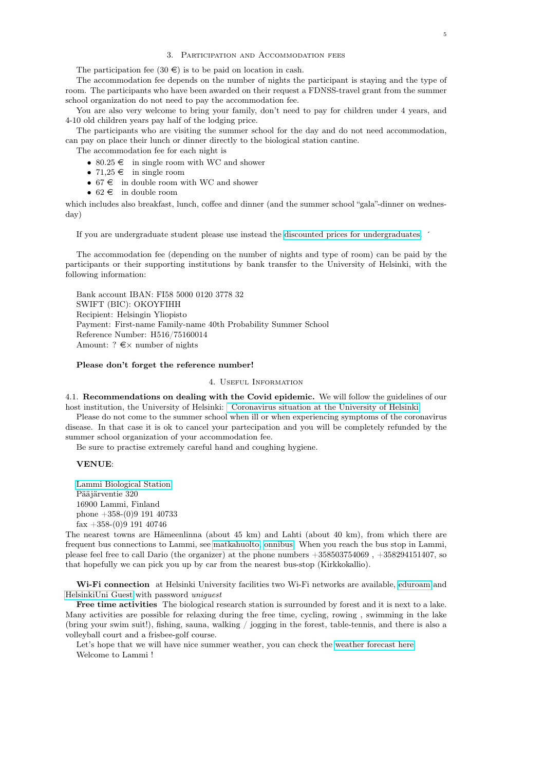## 3. Participation and Accommodation fees

The participation fee (30 €) is to be paid on location in cash.

The accommodation fee depends on the number of nights the participant is staying and the type of room. The participants who have been awarded on their request a FDNSS-travel grant from the summer school organization do not need to pay the accommodation fee.

You are also very welcome to bring your family, don't need to pay for children under 4 years, and 4-10 old children years pay half of the lodging price.

The participants who are visiting the summer school for the day and do not need accommodation, can pay on place their lunch or dinner directly to the biological station cantine.

The accommodation fee for each night is

- 80.25 € in single room with WC and shower
- 71,25 € in single room
- 67 € in double room with WC and shower
- 62 € in double room

which includes also breakfast, lunch, coffee and dinner (and the summer school "gala"-dinner on wednesday)

If you are undergraduate student please use instead the discounted prices for undergraduates. ´

The accommodation fee (depending on the number of nights and type of room) can be paid by the participants or their supporting institutions by bank transfer to the University of Helsinki, with the following information:

Bank account IBAN: FI58 5000 0120 3778 32
SWIFT (BIC): OKOYFIHH
Recipient: Helsingin Yliopisto
Payment: First-name Family-name 40th Probability Summer School
Reference Number: H516/75160014
Amount: ? €× number of nights

**Please don't forget the reference number!**

## 4. Useful Information

4.1. **Recommendations on dealing with the Covid epidemic.** We will follow the guidelines of our host institution, the University of Helsinki: Coronavirus situation at the University of Helsinki

Please do not come to the summer school when ill or when experiencing symptoms of the coronavirus disease. In that case it is ok to cancel your partecipation and you will be completely refunded by the summer school organization of your accommodation fee.

Be sure to practise extremely careful hand and coughing hygiene.

**VENUE**:

Lammi Biological Station
Pääjärventie 320
16900 Lammi, Finland
phone +358-(0)9 191 40733
fax +358-(0)9 191 40746

The nearest towns are Hämeenlinna (about 45 km) and Lahti (about 40 km), from which there are frequent bus connections to Lammi, see matkahuolto, onnibus. When you reach the bus stop in Lammi, please feel free to call Dario (the organizer) at the phone numbers +358503754069 , +358294151407, so that hopefully we can pick you up by car from the nearest bus-stop (Kirkkokallio).

**Wi-Fi connection** at Helsinki University facilities two Wi-Fi networks are available, eduroam and HelsinkiUni Guest with password *uniguest*

**Free time activities** The biological research station is surrounded by forest and it is next to a lake. Many activities are possible for relaxing during the free time, cycling, rowing , swimming in the lake (bring your swim suit!), fishing, sauna, walking / jogging in the forest, table-tennis, and there is also a volleyball court and a frisbee-golf course.

Let's hope that we will have nice summer weather, you can check the weather forecast here

Welcome to Lammi !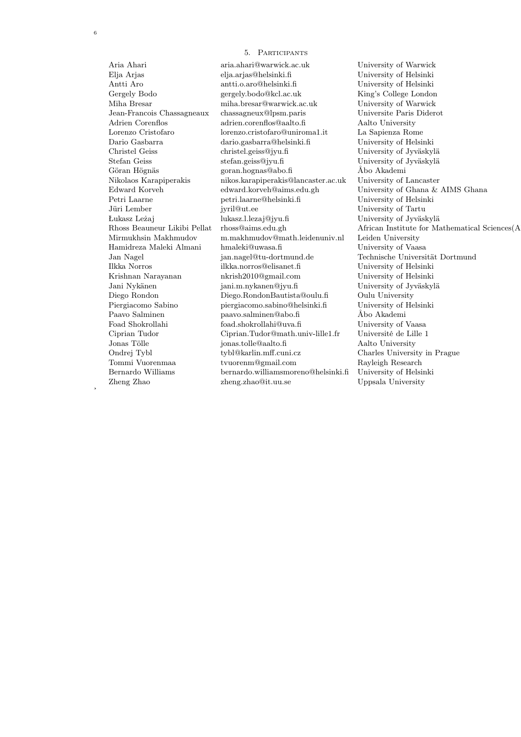## 5. Participants

| | | |
|---|---|---|
| Aria Ahari | aria.ahari@warwick.ac.uk | University of Warwick |
| Elja Arjas | elja.arjas@helsinki.fi | University of Helsinki |
| Antti Aro | antti.o.aro@helsinki.fi | University of Helsinki |
| Gergely Bodo | gergely.bodo@kcl.ac.uk | King's College London |
| Miha Bresar | miha.bresar@warwick.ac.uk | University of Warwick |
| Jean-Francois Chassagneaux | chassagneux@lpsm.paris | Universite Paris Diderot |
| Adrien Corenflos | adrien.corenflos@aalto.fi | Aalto University |
| Lorenzo Cristofaro | lorenzo.cristofaro@uniroma1.it | La Sapienza Rome |
| Dario Gasbarra | dario.gasbarra@helsinki.fi | University of Helsinki |
| Christel Geiss | christel.geiss@jyu.fi | University of Jyväskylä |
| Stefan Geiss | stefan.geiss@jyu.fi | University of Jyväskylä |
| Göran Högnäs | goran.hognas@abo.fi | Åbo Akademi |
| Nikolaos Karapiperakis | nikos.karapiperakis@lancaster.ac.uk | University of Lancaster |
| Edward Korveh | edward.korveh@aims.edu.gh | University of Ghana & AIMS Ghana |
| Petri Laarne | petri.laarne@helsinki.fi | University of Helsinki |
| Jüri Lember | jyril@ut.ee | University of Tartu |
| Łukasz Leżaj | lukasz.l.lezaj@jyu.fi | University of Jyväskylä |
| Rhoss Beauneur Likibi Pellat | rhoss@aims.edu.gh | African Institute for Mathematical Sciences(A |
| Mirmukhsin Makhmudov | m.makhmudov@math.leidenuniv.nl | Leiden University |
| Hamidreza Maleki Almani | hmaleki@uwasa.fi | University of Vaasa |
| Jan Nagel | jan.nagel@tu-dortmund.de | Technische Universität Dortmund |
| Ilkka Norros | ilkka.norros@elisanet.fi | University of Helsinki |
| Krishnan Narayanan | nkrish2010@gmail.com | University of Helsinki |
| Jani Nykänen | jani.m.nykanen@jyu.fi | University of Jyväskylä |
| Diego Rondon | Diego.RondonBautista@oulu.fi | Oulu University |
| Piergiacomo Sabino | piergiacomo.sabino@helsinki.fi | University of Helsinki |
| Paavo Salminen | paavo.salminen@abo.fi | Åbo Akademi |
| Foad Shokrollahi | foad.shokrollahi@uva.fi | University of Vaasa |
| Ciprian Tudor | Ciprian.Tudor@math.univ-lille1.fr | Université de Lille 1 |
| Jonas Tölle | jonas.tolle@aalto.fi | Aalto University |
| Ondrej Tybl | tybl@karlin.mff.cuni.cz | Charles University in Prague |
| Tommi Vuorenmaa | tvuorenm@gmail.com | Rayleigh Research |
| Bernardo Williams | bernardo.williamsmoreno@helsinki.fi | University of Helsinki |
| Zheng Zhao | zheng.zhao@it.uu.se | Uppsala University |